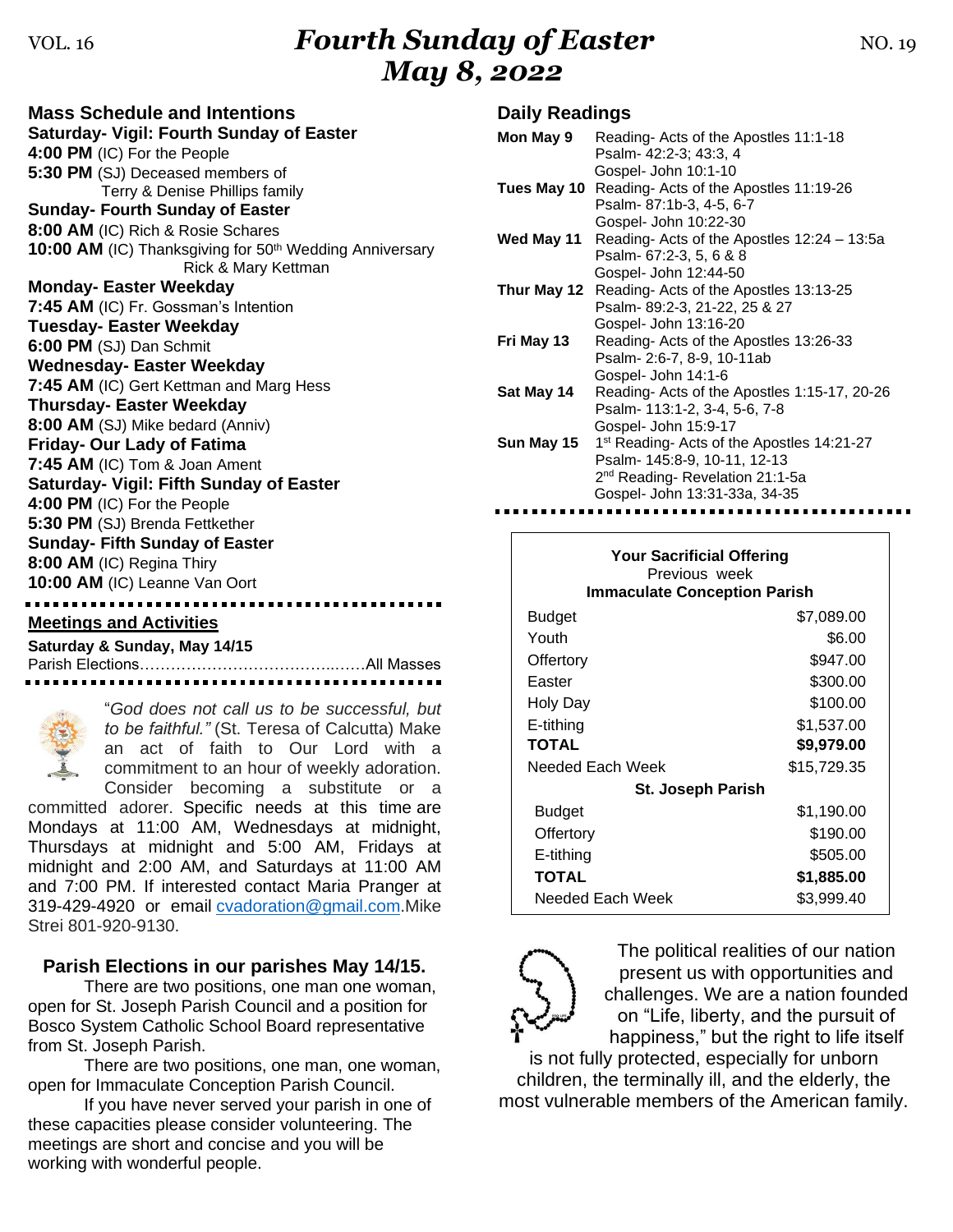# Fourth Sunday of Easter
# May 8, 2022

VOL. 16 NO. 19

## Mass Schedule and Intentions

**Saturday- Vigil: Fourth Sunday of Easter**
**4:00 PM** (IC) For the People
**5:30 PM** (SJ) Deceased members of Terry & Denise Phillips family

**Sunday- Fourth Sunday of Easter**
**8:00 AM** (IC) Rich & Rosie Schares
**10:00 AM** (IC) Thanksgiving for 50th Wedding Anniversary Rick & Mary Kettman

**Monday- Easter Weekday**
**7:45 AM** (IC) Fr. Gossman's Intention

**Tuesday- Easter Weekday**
**6:00 PM** (SJ) Dan Schmit

**Wednesday- Easter Weekday**
**7:45 AM** (IC) Gert Kettman and Marg Hess

**Thursday- Easter Weekday**
**8:00 AM** (SJ) Mike bedard (Anniv)

**Friday- Our Lady of Fatima**
**7:45 AM** (IC) Tom & Joan Ament

**Saturday- Vigil: Fifth Sunday of Easter**
**4:00 PM** (IC) For the People
**5:30 PM** (SJ) Brenda Fettkether

**Sunday- Fifth Sunday of Easter**
**8:00 AM** (IC) Regina Thiry
**10:00 AM** (IC) Leanne Van Oort

## Meetings and Activities

**Saturday & Sunday, May 14/15**
Parish Elections……………………………………All Masses

"*God does not call us to be successful, but to be faithful."* (St. Teresa of Calcutta) Make an act of faith to Our Lord with a commitment to an hour of weekly adoration. Consider becoming a substitute or a committed adorer. Specific needs at this time are Mondays at 11:00 AM, Wednesdays at midnight, Thursdays at midnight and 5:00 AM, Fridays at midnight and 2:00 AM, and Saturdays at 11:00 AM and 7:00 PM. If interested contact Maria Pranger at 319-429-4920 or email cvadoration@gmail.com.Mike Strei 801-920-9130.

### Parish Elections in our parishes May 14/15.

There are two positions, one man one woman, open for St. Joseph Parish Council and a position for Bosco System Catholic School Board representative from St. Joseph Parish.

There are two positions, one man, one woman, open for Immaculate Conception Parish Council.

If you have never served your parish in one of these capacities please consider volunteering. The meetings are short and concise and you will be working with wonderful people.

## Daily Readings

**Mon May 9** Reading- Acts of the Apostles 11:1-18
Psalm- 42:2-3; 43:3, 4
Gospel- John 10:1-10

**Tues May 10** Reading- Acts of the Apostles 11:19-26
Psalm- 87:1b-3, 4-5, 6-7
Gospel- John 10:22-30

**Wed May 11** Reading- Acts of the Apostles 12:24 – 13:5a
Psalm- 67:2-3, 5, 6 & 8
Gospel- John 12:44-50

**Thur May 12** Reading- Acts of the Apostles 13:13-25
Psalm- 89:2-3, 21-22, 25 & 27
Gospel- John 13:16-20

**Fri May 13** Reading- Acts of the Apostles 13:26-33
Psalm- 2:6-7, 8-9, 10-11ab
Gospel- John 14:1-6

**Sat May 14** Reading- Acts of the Apostles 1:15-17, 20-26
Psalm- 113:1-2, 3-4, 5-6, 7-8
Gospel- John 15:9-17

**Sun May 15** 1st Reading- Acts of the Apostles 14:21-27
Psalm- 145:8-9, 10-11, 12-13
2nd Reading- Revelation 21:1-5a
Gospel- John 13:31-33a, 34-35

**Your Sacrificial Offering**
Previous week

| **Immaculate Conception Parish** | |
|---|---|
| Budget | $7,089.00 |
| Youth | $6.00 |
| Offertory | $947.00 |
| Easter | $300.00 |
| Holy Day | $100.00 |
| E-tithing | $1,537.00 |
| **TOTAL** | **$9,979.00** |
| Needed Each Week | $15,729.35 |
| **St. Joseph Parish** | |
| Budget | $1,190.00 |
| Offertory | $190.00 |
| E-tithing | $505.00 |
| **TOTAL** | **$1,885.00** |
| Needed Each Week | $3,999.40 |

The political realities of our nation present us with opportunities and challenges. We are a nation founded on "Life, liberty, and the pursuit of happiness," but the right to life itself is not fully protected, especially for unborn children, the terminally ill, and the elderly, the most vulnerable members of the American family.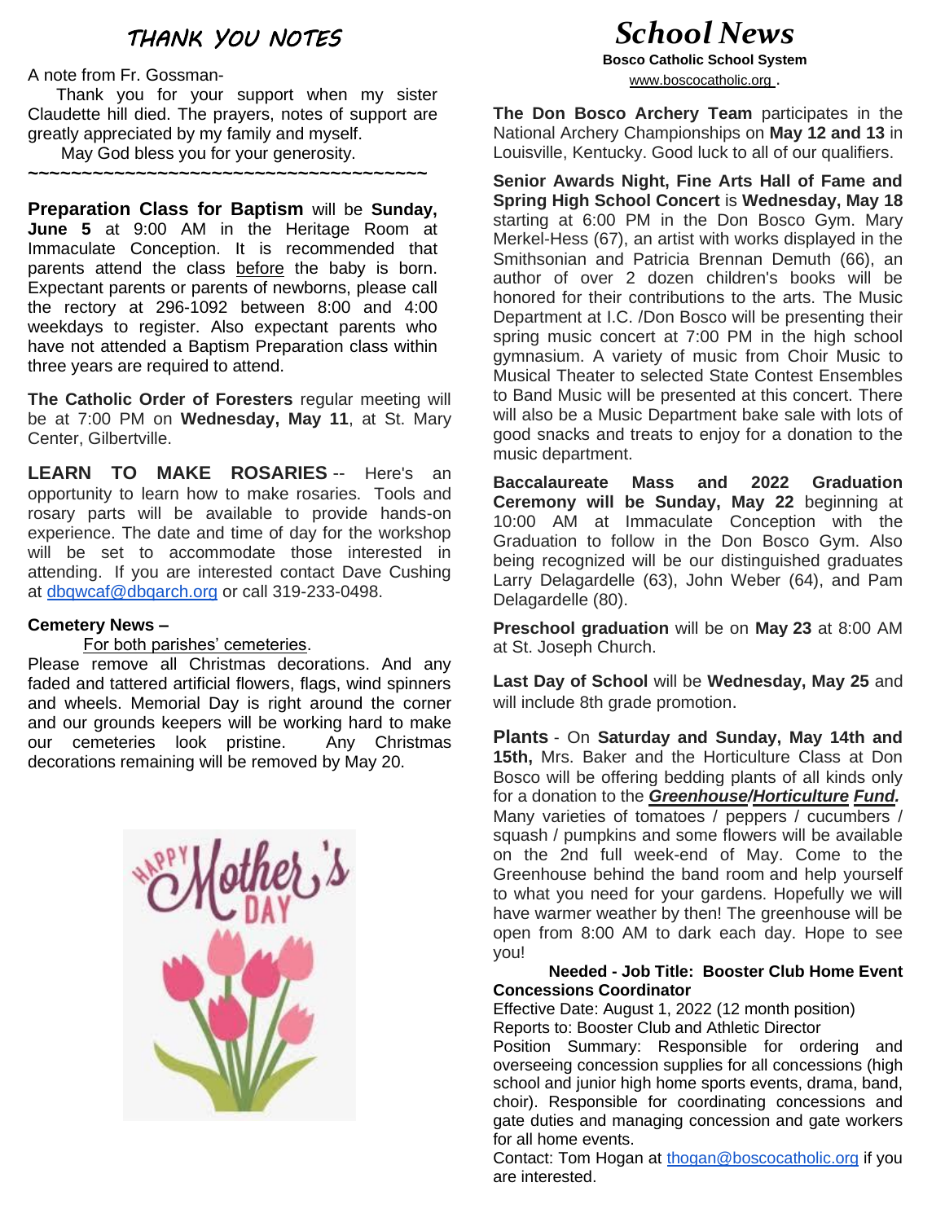# THANK YOU NOTES

A note from Fr. Gossman-

Thank you for your support when my sister Claudette hill died. The prayers, notes of support are greatly appreciated by my family and myself.

May God bless you for your generosity.

~~~~~~~~~~~~~~~~~~~~~~~~~~~~~~~~~~~~~~~~

**Preparation Class for Baptism** will be **Sunday, June 5** at 9:00 AM in the Heritage Room at Immaculate Conception. It is recommended that parents attend the class before the baby is born. Expectant parents or parents of newborns, please call the rectory at 296-1092 between 8:00 and 4:00 weekdays to register. Also expectant parents who have not attended a Baptism Preparation class within three years are required to attend.

**The Catholic Order of Foresters** regular meeting will be at 7:00 PM on **Wednesday, May 11**, at St. Mary Center, Gilbertville.

**LEARN TO MAKE ROSARIES** -- Here's an opportunity to learn how to make rosaries. Tools and rosary parts will be available to provide hands-on experience. The date and time of day for the workshop will be set to accommodate those interested in attending. If you are interested contact Dave Cushing at dbqwcaf@dbqarch.org or call 319-233-0498.

**Cemetery News –**

For both parishes' cemeteries.

Please remove all Christmas decorations. And any faded and tattered artificial flowers, flags, wind spinners and wheels. Memorial Day is right around the corner and our grounds keepers will be working hard to make our cemeteries look pristine. Any Christmas decorations remaining will be removed by May 20.

# School News

**Bosco Catholic School System**

www.boscocatholic.org .

**The Don Bosco Archery Team** participates in the National Archery Championships on **May 12 and 13** in Louisville, Kentucky. Good luck to all of our qualifiers.

**Senior Awards Night, Fine Arts Hall of Fame and Spring High School Concert** is **Wednesday, May 18** starting at 6:00 PM in the Don Bosco Gym. Mary Merkel-Hess (67), an artist with works displayed in the Smithsonian and Patricia Brennan Demuth (66), an author of over 2 dozen children's books will be honored for their contributions to the arts. The Music Department at I.C. /Don Bosco will be presenting their spring music concert at 7:00 PM in the high school gymnasium. A variety of music from Choir Music to Musical Theater to selected State Contest Ensembles to Band Music will be presented at this concert. There will also be a Music Department bake sale with lots of good snacks and treats to enjoy for a donation to the music department.

**Baccalaureate Mass and 2022 Graduation Ceremony will be Sunday, May 22** beginning at 10:00 AM at Immaculate Conception with the Graduation to follow in the Don Bosco Gym. Also being recognized will be our distinguished graduates Larry Delagardelle (63), John Weber (64), and Pam Delagardelle (80).

**Preschool graduation** will be on **May 23** at 8:00 AM at St. Joseph Church.

**Last Day of School** will be **Wednesday, May 25** and will include 8th grade promotion.

**Plants** - On **Saturday and Sunday, May 14th and 15th,** Mrs. Baker and the Horticulture Class at Don Bosco will be offering bedding plants of all kinds only for a donation to the ***Greenhouse/Horticulture Fund.*** Many varieties of tomatoes / peppers / cucumbers / squash / pumpkins and some flowers will be available on the 2nd full week-end of May. Come to the Greenhouse behind the band room and help yourself to what you need for your gardens. Hopefully we will have warmer weather by then! The greenhouse will be open from 8:00 AM to dark each day. Hope to see you!

**Needed - Job Title: Booster Club Home Event Concessions Coordinator**

Effective Date: August 1, 2022 (12 month position)

Reports to: Booster Club and Athletic Director

Position Summary: Responsible for ordering and overseeing concession supplies for all concessions (high school and junior high home sports events, drama, band, choir). Responsible for coordinating concessions and gate duties and managing concession and gate workers for all home events.

Contact: Tom Hogan at thogan@boscocatholic.org if you are interested.